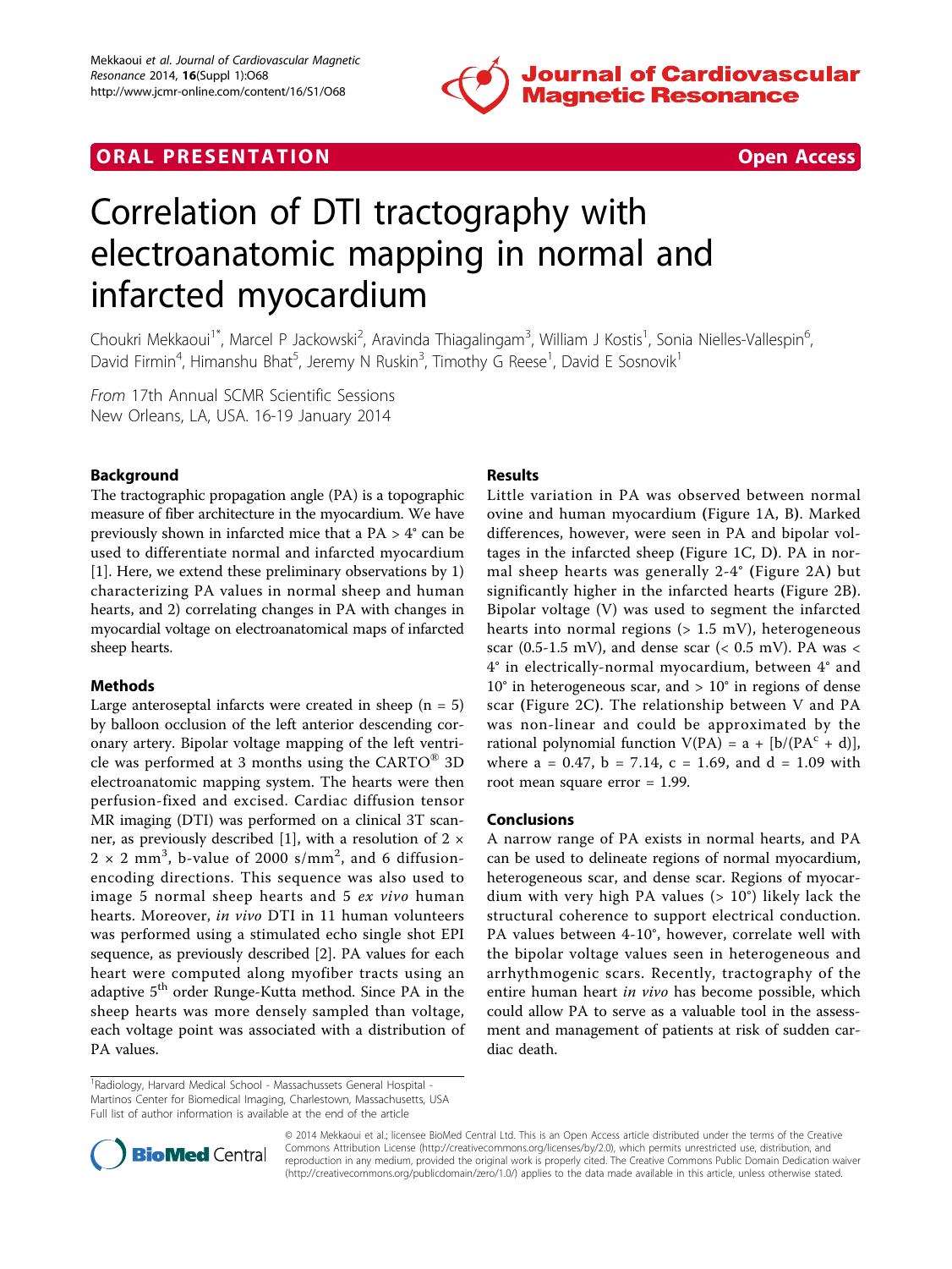ORAL PRESENTATION Open Access

# Correlation of DTI tractography with electroanatomic mapping in normal and infarcted myocardium

Choukri Mekkaoui[1*], Marcel P Jackowski[2], Aravinda Thiagalingam[3], William J Kostis[1], Sonia Nielles-Vallespin[6], David Firmin[4], Himanshu Bhat[5], Jeremy N Ruskin[3], Timothy G Reese[1], David E Sosnovik[1]

*From* 17th Annual SCMR Scientific Sessions
New Orleans, LA, USA. 16-19 January 2014

## Background

The tractographic propagation angle (PA) is a topographic measure of fiber architecture in the myocardium. We have previously shown in infarcted mice that a PA > 4° can be used to differentiate normal and infarcted myocardium [1]. Here, we extend these preliminary observations by 1) characterizing PA values in normal sheep and human hearts, and 2) correlating changes in PA with changes in myocardial voltage on electroanatomical maps of infarcted sheep hearts.

## Methods

Large anteroseptal infarcts were created in sheep (n = 5) by balloon occlusion of the left anterior descending coronary artery. Bipolar voltage mapping of the left ventricle was performed at 3 months using the CARTO® 3D electroanatomic mapping system. The hearts were then perfusion-fixed and excised. Cardiac diffusion tensor MR imaging (DTI) was performed on a clinical 3T scanner, as previously described [1], with a resolution of $2 \times 2 \times 2$ mm$^3$, b-value of 2000 s/mm$^2$, and 6 diffusion-encoding directions. This sequence was also used to image 5 normal sheep hearts and 5 *ex vivo* human hearts. Moreover, *in vivo* DTI in 11 human volunteers was performed using a stimulated echo single shot EPI sequence, as previously described [2]. PA values for each heart were computed along myofiber tracts using an adaptive 5$^{th}$ order Runge-Kutta method. Since PA in the sheep hearts was more densely sampled than voltage, each voltage point was associated with a distribution of PA values.

## Results

Little variation in PA was observed between normal ovine and human myocardium (Figure 1A, B). Marked differences, however, were seen in PA and bipolar voltages in the infarcted sheep (Figure 1C, D). PA in normal sheep hearts was generally 2-4° (Figure 2A) but significantly higher in the infarcted hearts (Figure 2B). Bipolar voltage (V) was used to segment the infarcted hearts into normal regions (> 1.5 mV), heterogeneous scar (0.5-1.5 mV), and dense scar (< 0.5 mV). PA was < 4° in electrically-normal myocardium, between 4° and 10° in heterogeneous scar, and > 10° in regions of dense scar (Figure 2C). The relationship between V and PA was non-linear and could be approximated by the rational polynomial function $V(PA) = a + [b/(PA^c + d)]$, where a = 0.47, b = 7.14, c = 1.69, and d = 1.09 with root mean square error = 1.99.

## Conclusions

A narrow range of PA exists in normal hearts, and PA can be used to delineate regions of normal myocardium, heterogeneous scar, and dense scar. Regions of myocardium with very high PA values (> 10°) likely lack the structural coherence to support electrical conduction. PA values between 4-10°, however, correlate well with the bipolar voltage values seen in heterogeneous and arrhythmogenic scars. Recently, tractography of the entire human heart *in vivo* has become possible, which could allow PA to serve as a valuable tool in the assessment and management of patients at risk of sudden cardiac death.

[1]Radiology, Harvard Medical School - Massachussets General Hospital - Martinos Center for Biomedical Imaging, Charlestown, Massachusetts, USA
Full list of author information is available at the end of the article

© 2014 Mekkaoui et al.; licensee BioMed Central Ltd. This is an Open Access article distributed under the terms of the Creative Commons Attribution License (http://creativecommons.org/licenses/by/2.0), which permits unrestricted use, distribution, and reproduction in any medium, provided the original work is properly cited. The Creative Commons Public Domain Dedication waiver (http://creativecommons.org/publicdomain/zero/1.0/) applies to the data made available in this article, unless otherwise stated.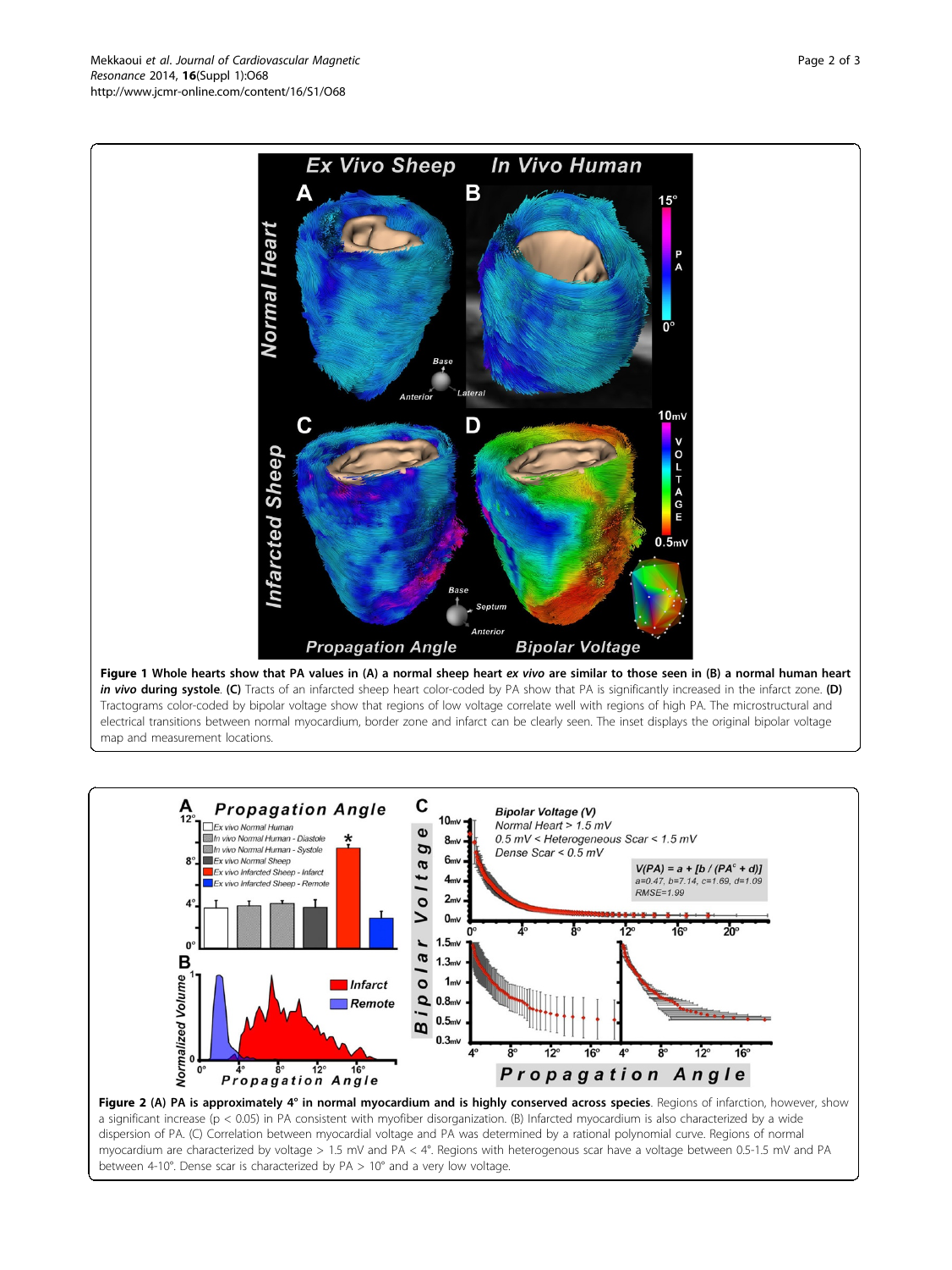**Figure 1 Whole hearts show that PA values in (A) a normal sheep heart *ex vivo* are similar to those seen in (B) a normal human heart *in vivo* during systole**. **(C)** Tracts of an infarcted sheep heart color-coded by PA show that PA is significantly increased in the infarct zone. **(D)** Tractograms color-coded by bipolar voltage show that regions of low voltage correlate well with regions of high PA. The microstructural and electrical transitions between normal myocardium, border zone and infarct can be clearly seen. The inset displays the original bipolar voltage map and measurement locations.

**Figure 2 (A) PA is approximately 4° in normal myocardium and is highly conserved across species**. Regions of infarction, however, show a significant increase ($p < 0.05$) in PA consistent with myofiber disorganization. (B) Infarcted myocardium is also characterized by a wide dispersion of PA. (C) Correlation between myocardial voltage and PA was determined by a rational polynomial curve. Regions of normal myocardium are characterized by voltage > 1.5 mV and PA < 4°. Regions with heterogenous scar have a voltage between 0.5-1.5 mV and PA between 4-10°. Dense scar is characterized by PA > 10° and a very low voltage.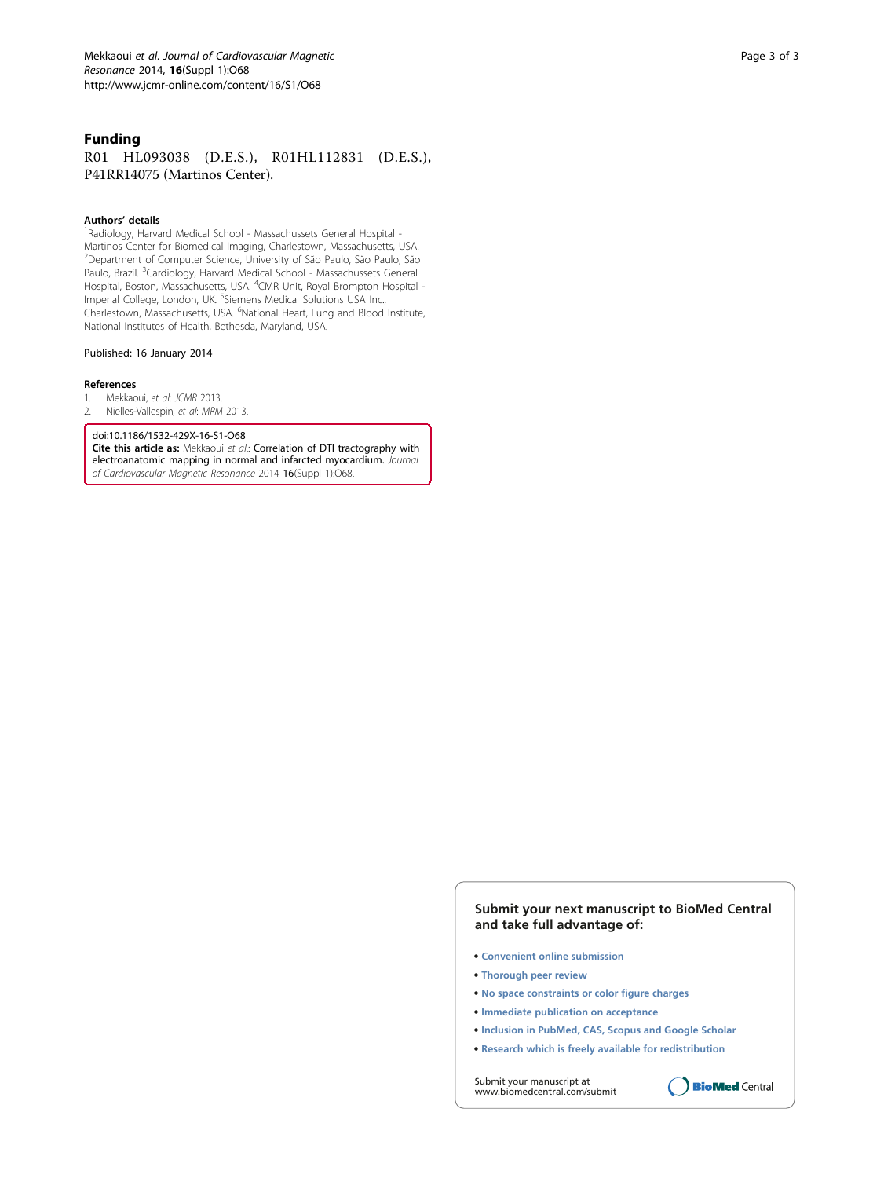## Funding

R01 HL093038 (D.E.S.), R01HL112831 (D.E.S.), P41RR14075 (Martinos Center).

### Authors' details

[1]Radiology, Harvard Medical School - Massachussets General Hospital - Martinos Center for Biomedical Imaging, Charlestown, Massachusetts, USA. [2]Department of Computer Science, University of São Paulo, São Paulo, São Paulo, Brazil. [3]Cardiology, Harvard Medical School - Massachussets General Hospital, Boston, Massachusetts, USA. [4]CMR Unit, Royal Brompton Hospital - Imperial College, London, UK. [5]Siemens Medical Solutions USA Inc., Charlestown, Massachusetts, USA. [6]National Heart, Lung and Blood Institute, National Institutes of Health, Bethesda, Maryland, USA.

Published: 16 January 2014

### References

1. Mekkaoui, *et al*: *JCMR* 2013.
2. Nielles-Vallespin, *et al*: *MRM* 2013.

doi:10.1186/1532-429X-16-S1-O68

**Cite this article as:** Mekkaoui *et al.*: Correlation of DTI tractography with electroanatomic mapping in normal and infarcted myocardium. *Journal of Cardiovascular Magnetic Resonance* 2014 **16**(Suppl 1):O68.

**Submit your next manuscript to BioMed Central and take full advantage of:**

- Convenient online submission
- Thorough peer review
- No space constraints or color figure charges
- Immediate publication on acceptance
- Inclusion in PubMed, CAS, Scopus and Google Scholar
- Research which is freely available for redistribution

Submit your manuscript at www.biomedcentral.com/submit

BioMed Central